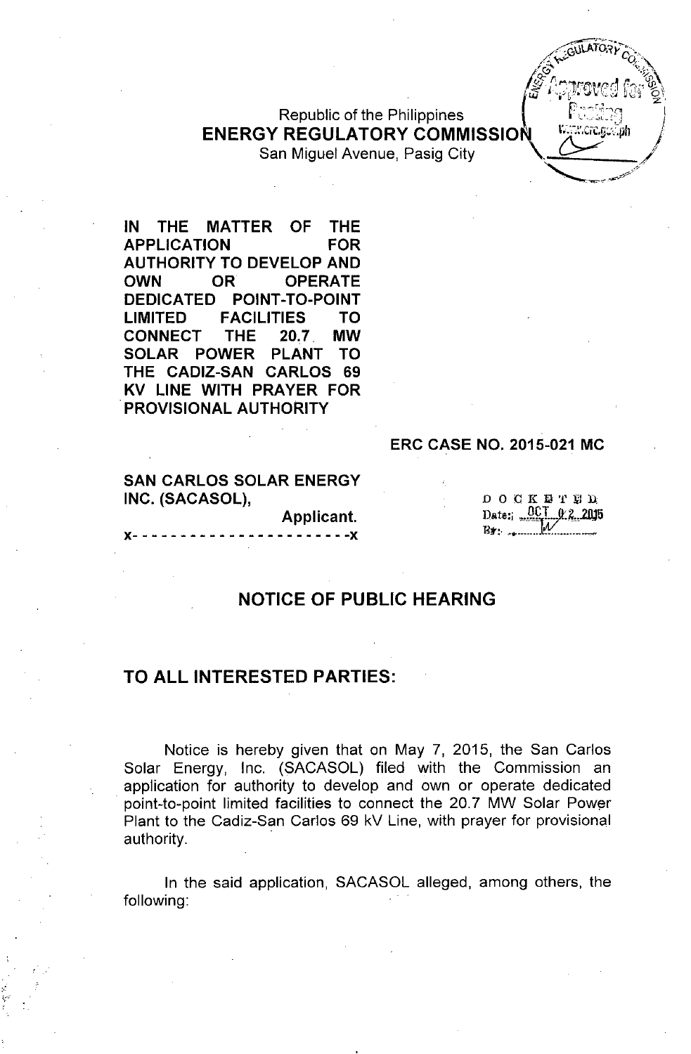Republic of the Philippines
**ENERGY REGULATORY COMMISSION**
San Miguel Avenue, Pasig City

**IN THE MATTER OF THE APPLICATION FOR AUTHORITY TO DEVELOP AND OWN OR OPERATE DEDICATED POINT-TO-POINT LIMITED FACILITIES TO CONNECT THE 20.7 MW SOLAR POWER PLANT TO THE CADIZ-SAN CARLOS 69 KV LINE WITH PRAYER FOR PROVISIONAL AUTHORITY**

**ERC CASE NO. 2015-021 MC**

**SAN CARLOS SOLAR ENERGY INC. (SACASOL),**
**Applicant.**

x- - - - - - - - - - - - - - - - - - - - - - -x

DOCKETED
Date: OCT 02 2015
By: W

## NOTICE OF PUBLIC HEARING

## TO ALL INTERESTED PARTIES:

Notice is hereby given that on May 7, 2015, the San Carlos Solar Energy, Inc. (SACASOL) filed with the Commission an application for authority to develop and own or operate dedicated point-to-point limited facilities to connect the 20.7 MW Solar Power Plant to the Cadiz-San Carlos 69 kV Line, with prayer for provisional authority.

In the said application, SACASOL alleged, among others, the following: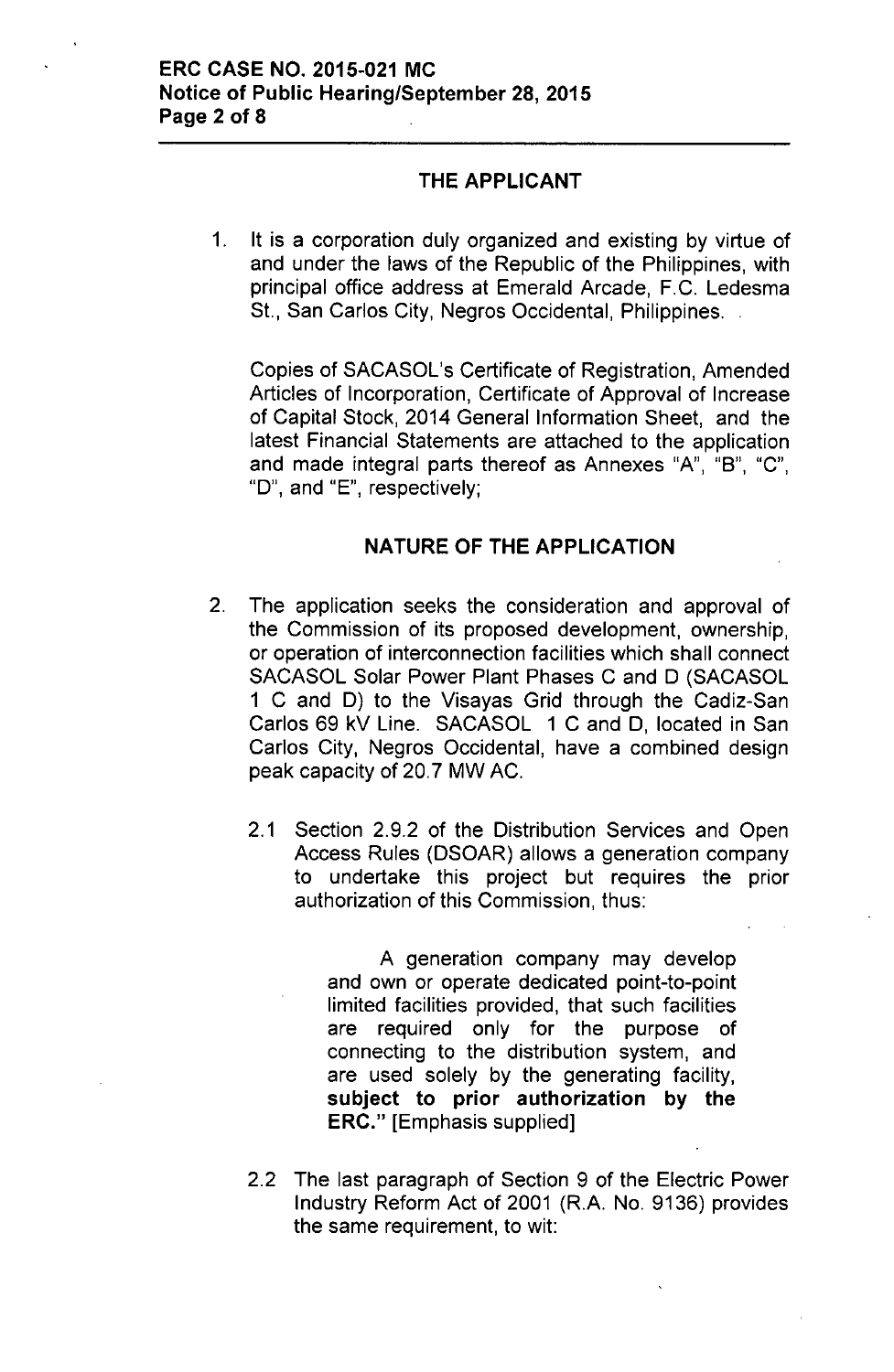## THE APPLICANT

1. It is a corporation duly organized and existing by virtue of and under the laws of the Republic of the Philippines, with principal office address at Emerald Arcade, F.C. Ledesma St., San Carlos City, Negros Occidental, Philippines.

   Copies of SACASOL's Certificate of Registration, Amended Articles of Incorporation, Certificate of Approval of Increase of Capital Stock, 2014 General Information Sheet, and the latest Financial Statements are attached to the application and made integral parts thereof as Annexes "A", "B", "C", "D", and "E", respectively;

## NATURE OF THE APPLICATION

2. The application seeks the consideration and approval of the Commission of its proposed development, ownership, or operation of interconnection facilities which shall connect SACASOL Solar Power Plant Phases C and D (SACASOL 1 C and D) to the Visayas Grid through the Cadiz-San Carlos 69 kV Line. SACASOL 1 C and D, located in San Carlos City, Negros Occidental, have a combined design peak capacity of 20.7 MW AC.

   2.1 Section 2.9.2 of the Distribution Services and Open Access Rules (DSOAR) allows a generation company to undertake this project but requires the prior authorization of this Commission, thus:

   > A generation company may develop and own or operate dedicated point-to-point limited facilities provided, that such facilities are required only for the purpose of connecting to the distribution system, and are used solely by the generating facility, **subject to prior authorization by the ERC."** [Emphasis supplied]

   2.2 The last paragraph of Section 9 of the Electric Power Industry Reform Act of 2001 (R.A. No. 9136) provides the same requirement, to wit: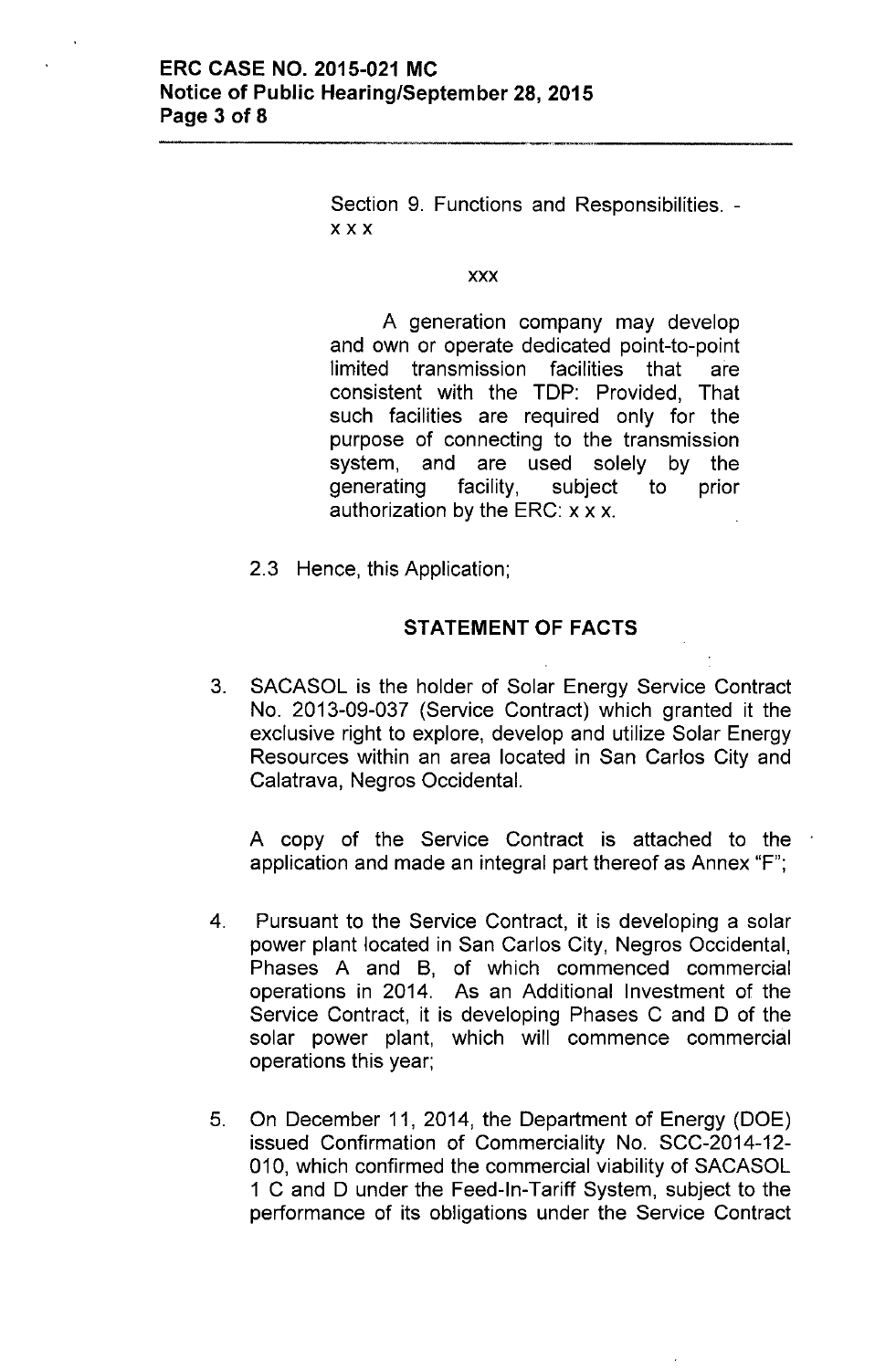> Section 9. Functions and Responsibilities. - x x x
>
> xxx
>
> A generation company may develop and own or operate dedicated point-to-point limited transmission facilities that are consistent with the TDP: Provided, That such facilities are required only for the purpose of connecting to the transmission system, and are used solely by the generating facility, subject to prior authorization by the ERC: x x x.

2.3 Hence, this Application;

## STATEMENT OF FACTS

3. SACASOL is the holder of Solar Energy Service Contract No. 2013-09-037 (Service Contract) which granted it the exclusive right to explore, develop and utilize Solar Energy Resources within an area located in San Carlos City and Calatrava, Negros Occidental.

   A copy of the Service Contract is attached to the application and made an integral part thereof as Annex "F";

4. Pursuant to the Service Contract, it is developing a solar power plant located in San Carlos City, Negros Occidental, Phases A and B, of which commenced commercial operations in 2014. As an Additional Investment of the Service Contract, it is developing Phases C and D of the solar power plant, which will commence commercial operations this year;

5. On December 11, 2014, the Department of Energy (DOE) issued Confirmation of Commerciality No. SCC-2014-12-010, which confirmed the commercial viability of SACASOL 1 C and D under the Feed-In-Tariff System, subject to the performance of its obligations under the Service Contract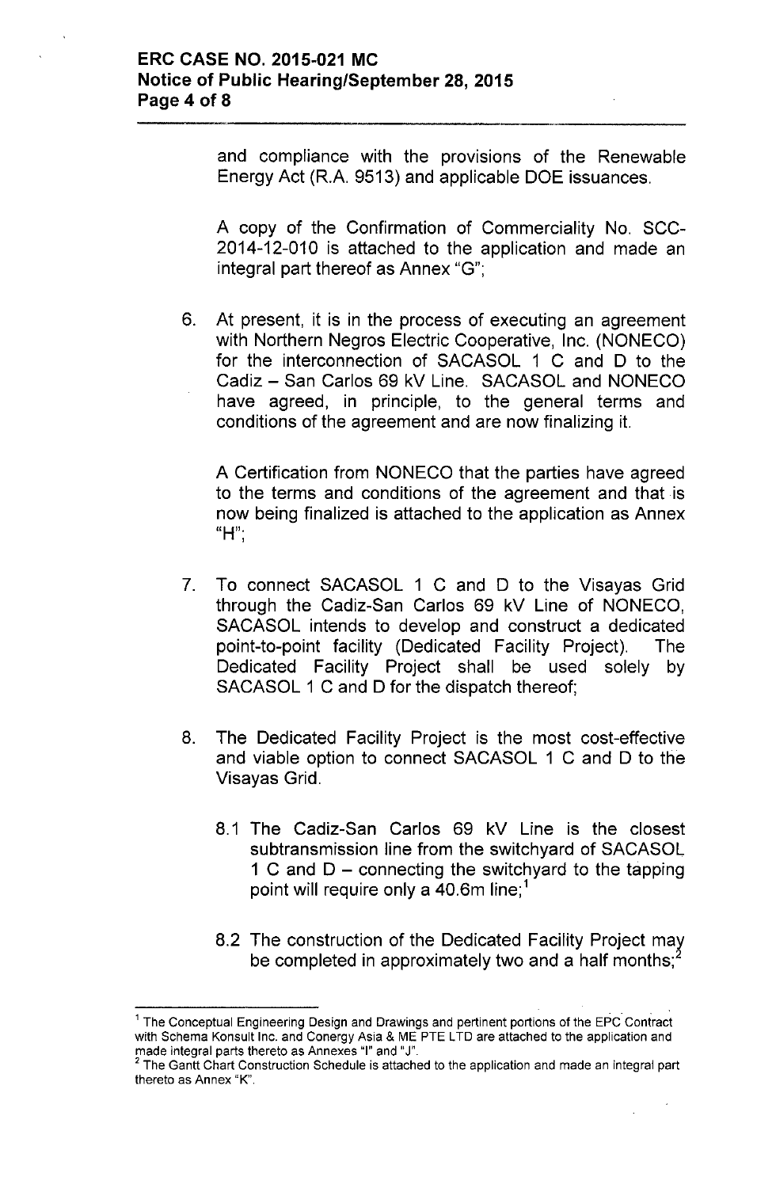and compliance with the provisions of the Renewable Energy Act (R.A. 9513) and applicable DOE issuances.

A copy of the Confirmation of Commerciality No. SCC-2014-12-010 is attached to the application and made an integral part thereof as Annex "G";

6. At present, it is in the process of executing an agreement with Northern Negros Electric Cooperative, Inc. (NONECO) for the interconnection of SACASOL 1 C and D to the Cadiz – San Carlos 69 kV Line. SACASOL and NONECO have agreed, in principle, to the general terms and conditions of the agreement and are now finalizing it.

   A Certification from NONECO that the parties have agreed to the terms and conditions of the agreement and that is now being finalized is attached to the application as Annex "H";

7. To connect SACASOL 1 C and D to the Visayas Grid through the Cadiz-San Carlos 69 kV Line of NONECO, SACASOL intends to develop and construct a dedicated point-to-point facility (Dedicated Facility Project). The Dedicated Facility Project shall be used solely by SACASOL 1 C and D for the dispatch thereof;

8. The Dedicated Facility Project is the most cost-effective and viable option to connect SACASOL 1 C and D to the Visayas Grid.

   8.1 The Cadiz-San Carlos 69 kV Line is the closest subtransmission line from the switchyard of SACASOL 1 C and D – connecting the switchyard to the tapping point will require only a 40.6m line;[1]

   8.2 The construction of the Dedicated Facility Project may be completed in approximately two and a half months;[2]

---

[1] The Conceptual Engineering Design and Drawings and pertinent portions of the EPC Contract with Schema Konsult Inc. and Conergy Asia & ME PTE LTD are attached to the application and made integral parts thereto as Annexes "I" and "J".

[2] The Gantt Chart Construction Schedule is attached to the application and made an integral part thereto as Annex "K".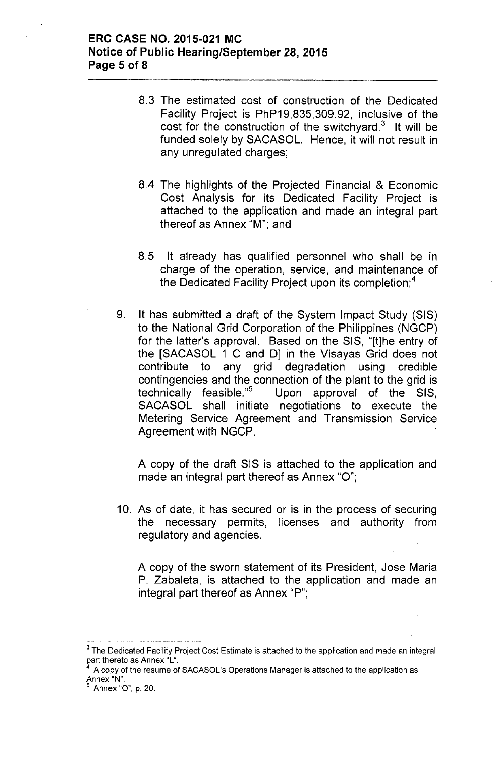8.3 The estimated cost of construction of the Dedicated Facility Project is PhP19,835,309.92, inclusive of the cost for the construction of the switchyard.[3] It will be funded solely by SACASOL. Hence, it will not result in any unregulated charges;

8.4 The highlights of the Projected Financial & Economic Cost Analysis for its Dedicated Facility Project is attached to the application and made an integral part thereof as Annex "M"; and

8.5 It already has qualified personnel who shall be in charge of the operation, service, and maintenance of the Dedicated Facility Project upon its completion;[4]

9. It has submitted a draft of the System Impact Study (SIS) to the National Grid Corporation of the Philippines (NGCP) for the latter's approval. Based on the SIS, "[t]he entry of the [SACASOL 1 C and D] in the Visayas Grid does not contribute to any grid degradation using credible contingencies and the connection of the plant to the grid is technically feasible."[5] Upon approval of the SIS, SACASOL shall initiate negotiations to execute the Metering Service Agreement and Transmission Service Agreement with NGCP.

   A copy of the draft SIS is attached to the application and made an integral part thereof as Annex "O";

10. As of date, it has secured or is in the process of securing the necessary permits, licenses and authority from regulatory and agencies.

    A copy of the sworn statement of its President, Jose Maria P. Zabaleta, is attached to the application and made an integral part thereof as Annex "P";

---

[3] The Dedicated Facility Project Cost Estimate is attached to the application and made an integral part thereto as Annex "L".

[4] A copy of the resume of SACASOL's Operations Manager is attached to the application as Annex "N".

[5] Annex "O", p. 20.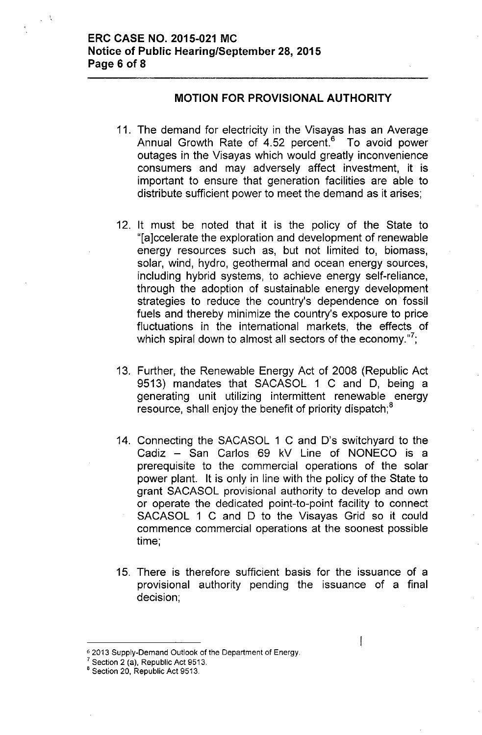## MOTION FOR PROVISIONAL AUTHORITY

11. The demand for electricity in the Visayas has an Average Annual Growth Rate of 4.52 percent.[6] To avoid power outages in the Visayas which would greatly inconvenience consumers and may adversely affect investment, it is important to ensure that generation facilities are able to distribute sufficient power to meet the demand as it arises;

12. It must be noted that it is the policy of the State to "[a]ccelerate the exploration and development of renewable energy resources such as, but not limited to, biomass, solar, wind, hydro, geothermal and ocean energy sources, including hybrid systems, to achieve energy self-reliance, through the adoption of sustainable energy development strategies to reduce the country's dependence on fossil fuels and thereby minimize the country's exposure to price fluctuations in the international markets, the effects of which spiral down to almost all sectors of the economy."[7];

13. Further, the Renewable Energy Act of 2008 (Republic Act 9513) mandates that SACASOL 1 C and D, being a generating unit utilizing intermittent renewable energy resource, shall enjoy the benefit of priority dispatch;[8]

14. Connecting the SACASOL 1 C and D's switchyard to the Cadiz – San Carlos 69 kV Line of NONECO is a prerequisite to the commercial operations of the solar power plant. It is only in line with the policy of the State to grant SACASOL provisional authority to develop and own or operate the dedicated point-to-point facility to connect SACASOL 1 C and D to the Visayas Grid so it could commence commercial operations at the soonest possible time;

15. There is therefore sufficient basis for the issuance of a provisional authority pending the issuance of a final decision;

---

[6] 2013 Supply-Demand Outlook of the Department of Energy.

[7] Section 2 (a), Republic Act 9513.

[8] Section 20, Republic Act 9513.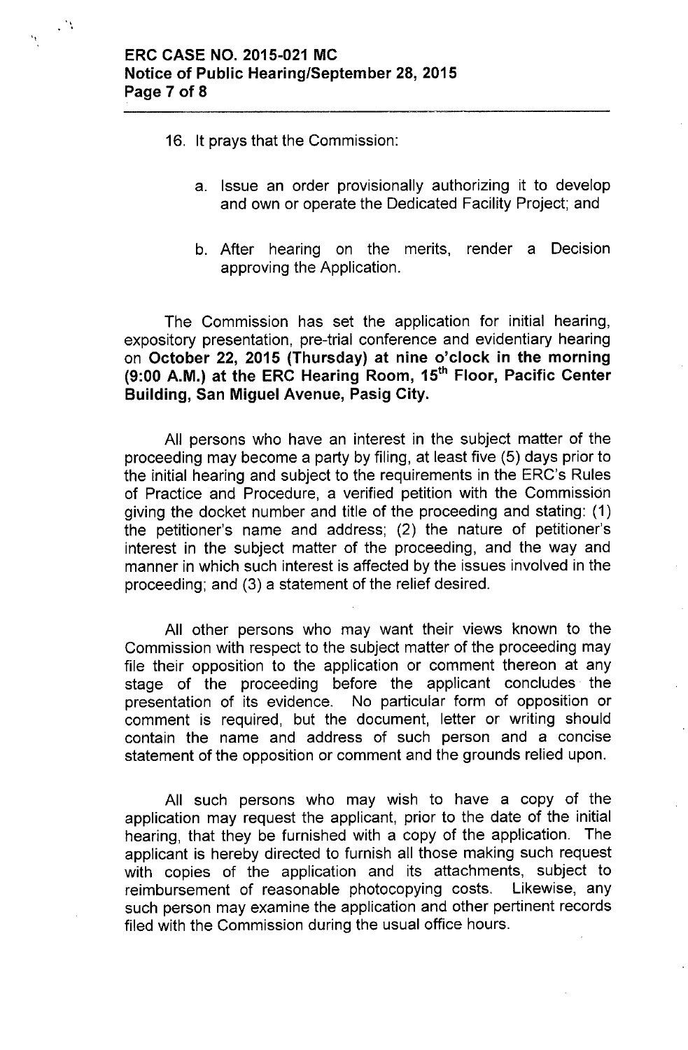16. It prays that the Commission:

    a. Issue an order provisionally authorizing it to develop and own or operate the Dedicated Facility Project; and

    b. After hearing on the merits, render a Decision approving the Application.

The Commission has set the application for initial hearing, expository presentation, pre-trial conference and evidentiary hearing on **October 22, 2015 (Thursday) at nine o'clock in the morning (9:00 A.M.) at the ERC Hearing Room, 15th Floor, Pacific Center Building, San Miguel Avenue, Pasig City.**

All persons who have an interest in the subject matter of the proceeding may become a party by filing, at least five (5) days prior to the initial hearing and subject to the requirements in the ERC's Rules of Practice and Procedure, a verified petition with the Commission giving the docket number and title of the proceeding and stating: (1) the petitioner's name and address; (2) the nature of petitioner's interest in the subject matter of the proceeding, and the way and manner in which such interest is affected by the issues involved in the proceeding; and (3) a statement of the relief desired.

All other persons who may want their views known to the Commission with respect to the subject matter of the proceeding may file their opposition to the application or comment thereon at any stage of the proceeding before the applicant concludes the presentation of its evidence. No particular form of opposition or comment is required, but the document, letter or writing should contain the name and address of such person and a concise statement of the opposition or comment and the grounds relied upon.

All such persons who may wish to have a copy of the application may request the applicant, prior to the date of the initial hearing, that they be furnished with a copy of the application. The applicant is hereby directed to furnish all those making such request with copies of the application and its attachments, subject to reimbursement of reasonable photocopying costs. Likewise, any such person may examine the application and other pertinent records filed with the Commission during the usual office hours.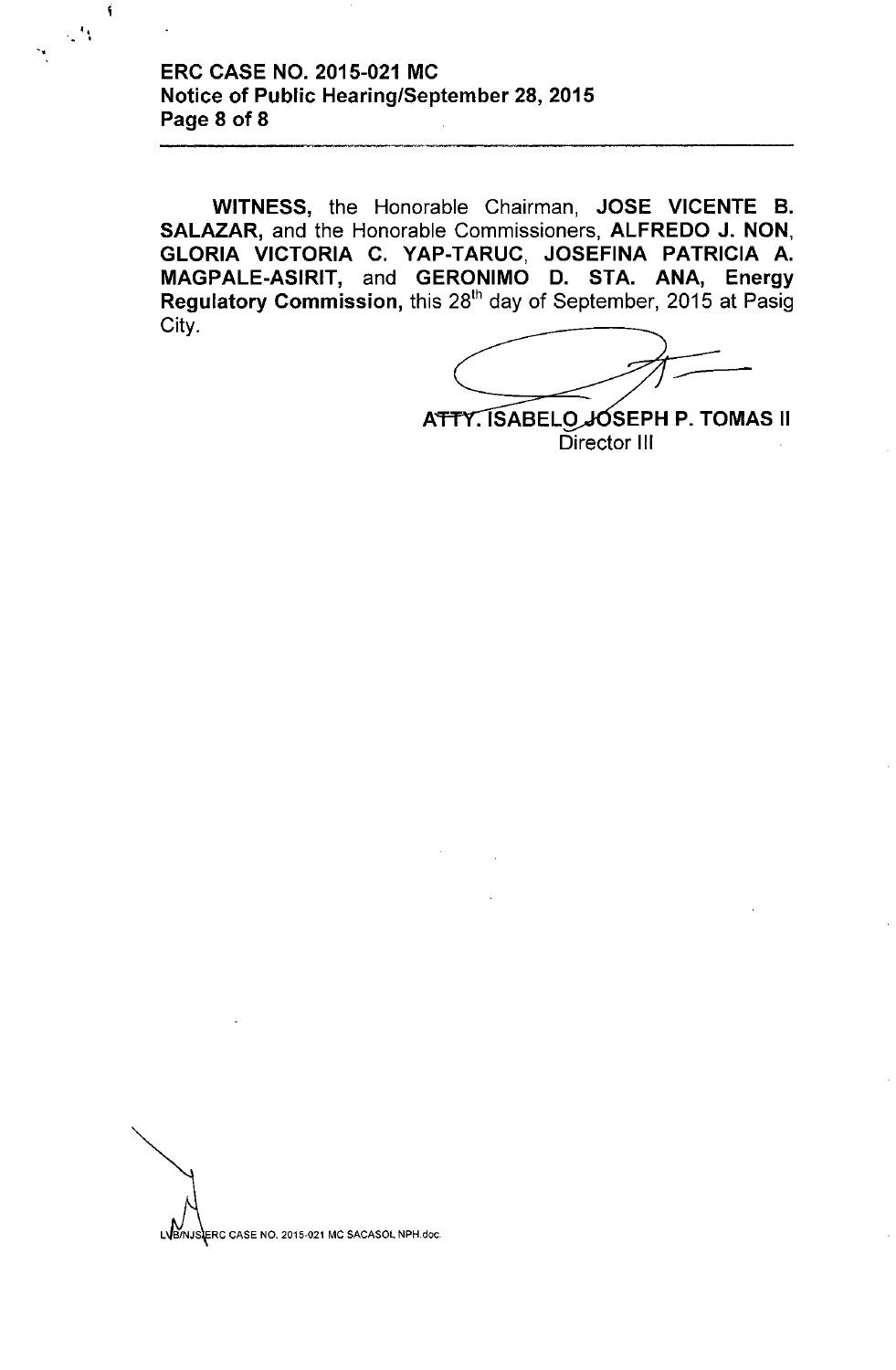**WITNESS,** the Honorable Chairman, **JOSE VICENTE B. SALAZAR,** and the Honorable Commissioners, **ALFREDO J. NON, GLORIA VICTORIA C. YAP-TARUC, JOSEFINA PATRICIA A. MAGPALE-ASIRIT,** and **GERONIMO D. STA. ANA, Energy Regulatory Commission,** this 28th day of September, 2015 at Pasig City.

**ATTY. ISABELO JOSEPH P. TOMAS II**
Director III

LVB/NJS/ERC CASE NO. 2015-021 MC SACASOL NPH.doc